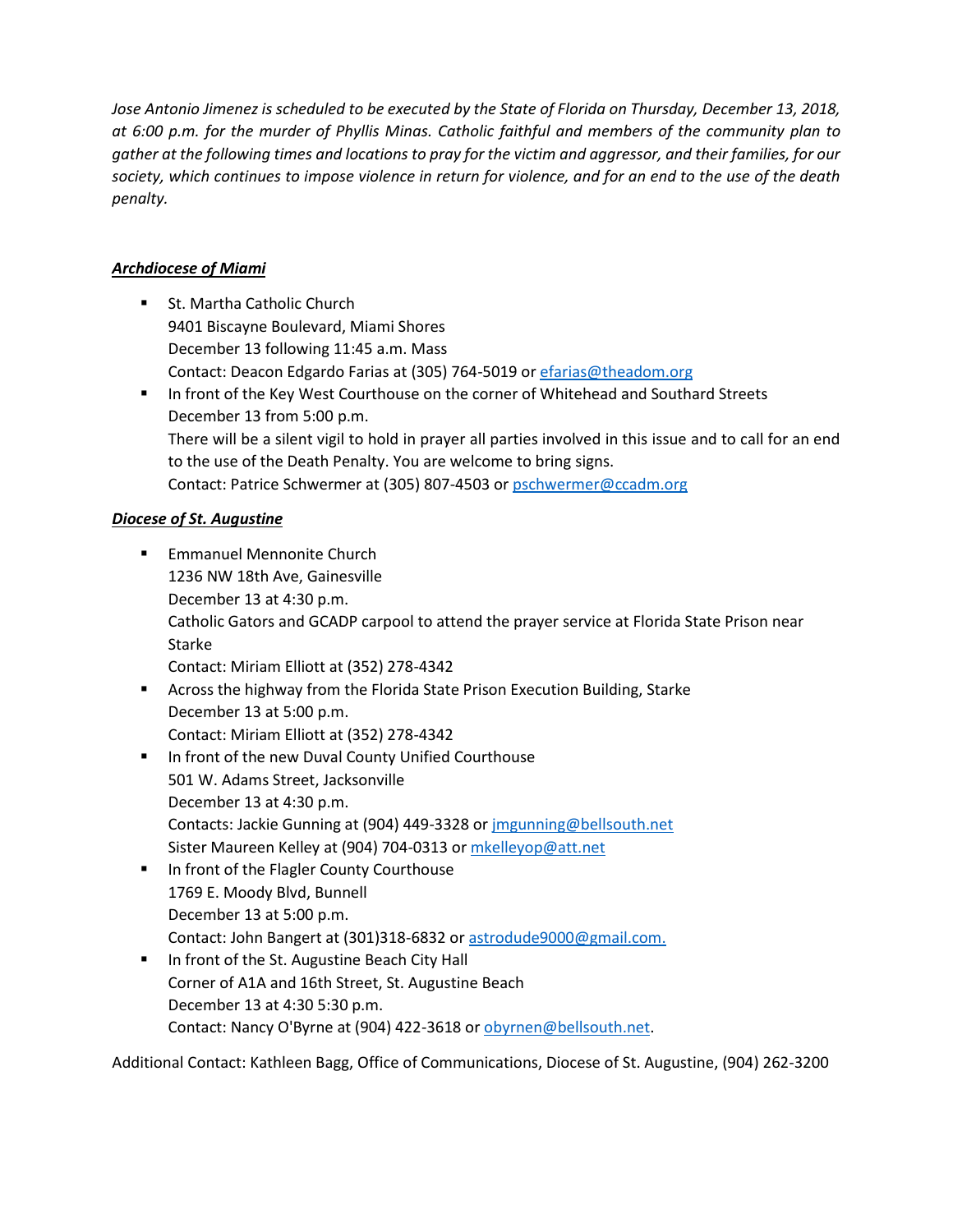*Jose Antonio Jimenez is scheduled to be executed by the State of Florida on Thursday, December 13, 2018, at 6:00 p.m. for the murder of Phyllis Minas. Catholic faithful and members of the community plan to gather at the following times and locations to pray for the victim and aggressor, and their families, for our society, which continues to impose violence in return for violence, and for an end to the use of the death penalty.*

***Archdiocese of Miami***

- St. Martha Catholic Church
  9401 Biscayne Boulevard, Miami Shores
  December 13 following 11:45 a.m. Mass
  Contact: Deacon Edgardo Farias at (305) 764-5019 or efarias@theadom.org
- In front of the Key West Courthouse on the corner of Whitehead and Southard Streets
  December 13 from 5:00 p.m.
  There will be a silent vigil to hold in prayer all parties involved in this issue and to call for an end to the use of the Death Penalty. You are welcome to bring signs.
  Contact: Patrice Schwermer at (305) 807-4503 or pschwermer@ccadm.org

***Diocese of St. Augustine***

- Emmanuel Mennonite Church
  1236 NW 18th Ave, Gainesville
  December 13 at 4:30 p.m.
  Catholic Gators and GCADP carpool to attend the prayer service at Florida State Prison near Starke
  Contact: Miriam Elliott at (352) 278-4342
- Across the highway from the Florida State Prison Execution Building, Starke
  December 13 at 5:00 p.m.
  Contact: Miriam Elliott at (352) 278-4342
- In front of the new Duval County Unified Courthouse
  501 W. Adams Street, Jacksonville
  December 13 at 4:30 p.m.
  Contacts: Jackie Gunning at (904) 449-3328 or jmgunning@bellsouth.net
  Sister Maureen Kelley at (904) 704-0313 or mkelleyop@att.net
- In front of the Flagler County Courthouse
  1769 E. Moody Blvd, Bunnell
  December 13 at 5:00 p.m.
  Contact: John Bangert at (301)318-6832 or astrodude9000@gmail.com.
- In front of the St. Augustine Beach City Hall
  Corner of A1A and 16th Street, St. Augustine Beach
  December 13 at 4:30 5:30 p.m.
  Contact: Nancy O'Byrne at (904) 422-3618 or obyrnen@bellsouth.net.

Additional Contact: Kathleen Bagg, Office of Communications, Diocese of St. Augustine, (904) 262-3200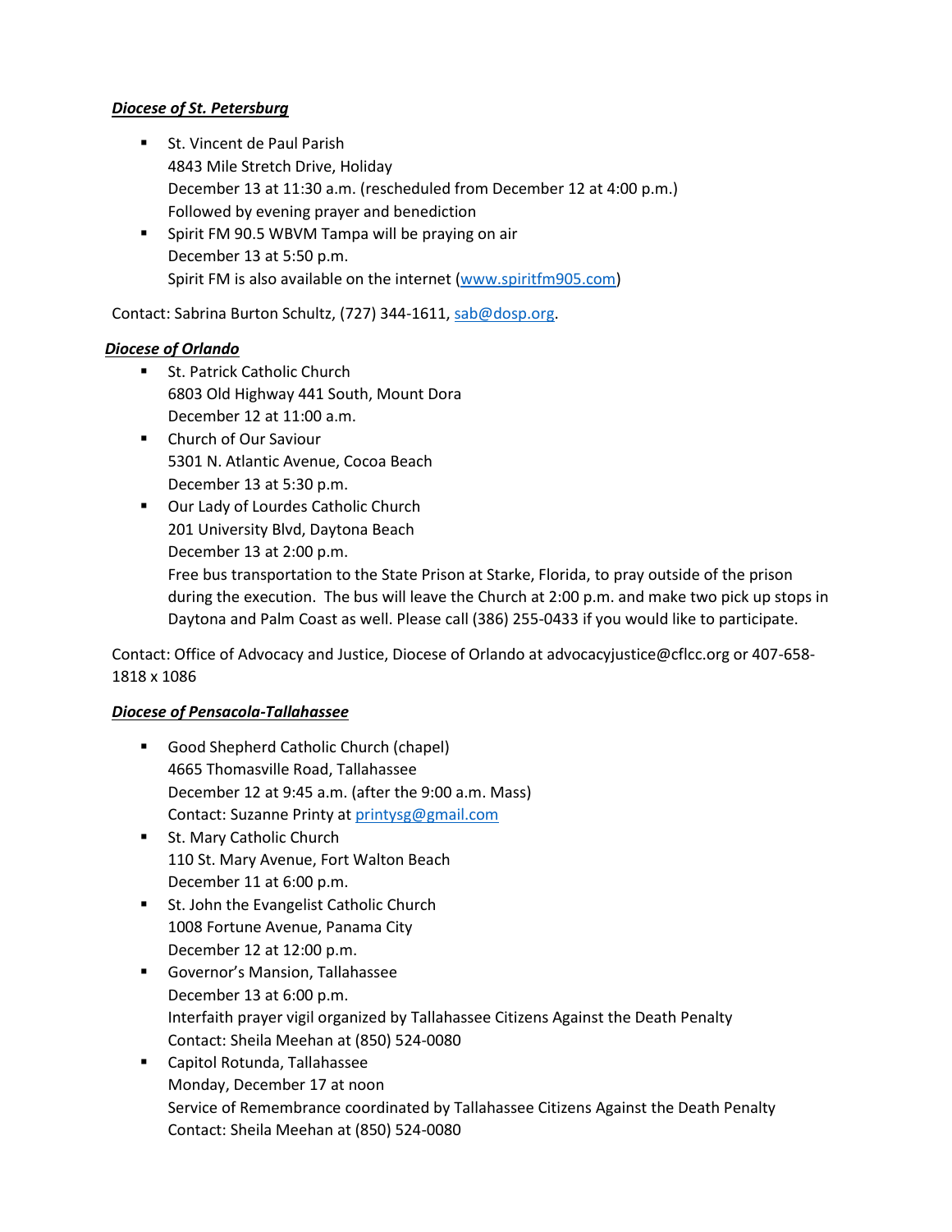***Diocese of St. Petersburg***

- St. Vincent de Paul Parish
  4843 Mile Stretch Drive, Holiday
  December 13 at 11:30 a.m. (rescheduled from December 12 at 4:00 p.m.)
  Followed by evening prayer and benediction
- Spirit FM 90.5 WBVM Tampa will be praying on air
  December 13 at 5:50 p.m.
  Spirit FM is also available on the internet ([www.spiritfm905.com](http://www.spiritfm905.com))

Contact: Sabrina Burton Schultz, (727) 344-1611, [sab@dosp.org](mailto:sab@dosp.org).

***Diocese of Orlando***

- St. Patrick Catholic Church
  6803 Old Highway 441 South, Mount Dora
  December 12 at 11:00 a.m.
- Church of Our Saviour
  5301 N. Atlantic Avenue, Cocoa Beach
  December 13 at 5:30 p.m.
- Our Lady of Lourdes Catholic Church
  201 University Blvd, Daytona Beach
  December 13 at 2:00 p.m.
  Free bus transportation to the State Prison at Starke, Florida, to pray outside of the prison during the execution. The bus will leave the Church at 2:00 p.m. and make two pick up stops in Daytona and Palm Coast as well. Please call (386) 255-0433 if you would like to participate.

Contact: Office of Advocacy and Justice, Diocese of Orlando at advocacyjustice@cflcc.org or 407-658-1818 x 1086

***Diocese of Pensacola-Tallahassee***

- Good Shepherd Catholic Church (chapel)
  4665 Thomasville Road, Tallahassee
  December 12 at 9:45 a.m. (after the 9:00 a.m. Mass)
  Contact: Suzanne Printy at [printysg@gmail.com](mailto:printysg@gmail.com)
- St. Mary Catholic Church
  110 St. Mary Avenue, Fort Walton Beach
  December 11 at 6:00 p.m.
- St. John the Evangelist Catholic Church
  1008 Fortune Avenue, Panama City
  December 12 at 12:00 p.m.
- Governor's Mansion, Tallahassee
  December 13 at 6:00 p.m.
  Interfaith prayer vigil organized by Tallahassee Citizens Against the Death Penalty
  Contact: Sheila Meehan at (850) 524-0080
- Capitol Rotunda, Tallahassee
  Monday, December 17 at noon
  Service of Remembrance coordinated by Tallahassee Citizens Against the Death Penalty
  Contact: Sheila Meehan at (850) 524-0080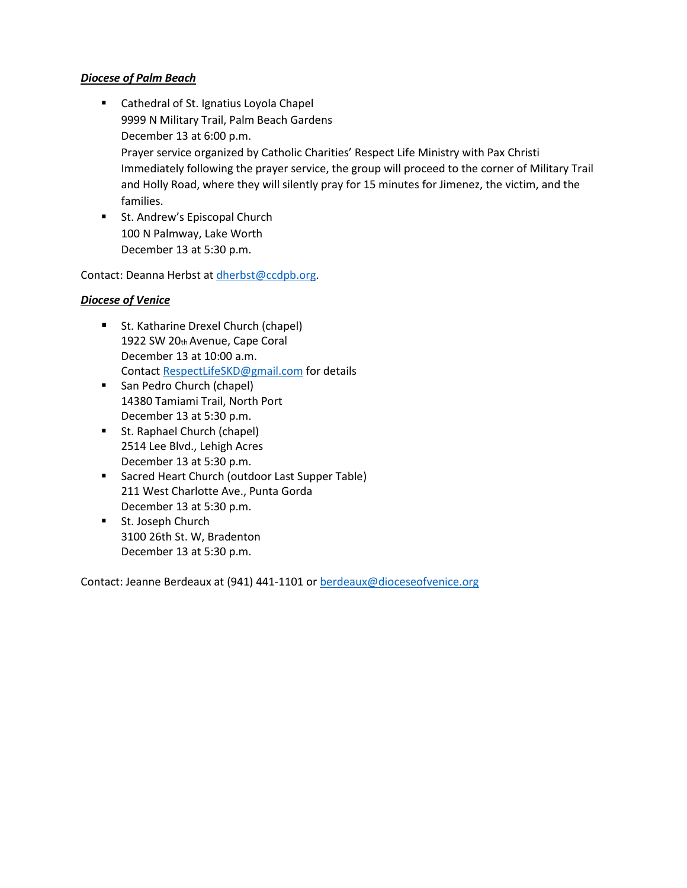***Diocese of Palm Beach***

- Cathedral of St. Ignatius Loyola Chapel
  9999 N Military Trail, Palm Beach Gardens
  December 13 at 6:00 p.m.
  Prayer service organized by Catholic Charities' Respect Life Ministry with Pax Christi
  Immediately following the prayer service, the group will proceed to the corner of Military Trail and Holly Road, where they will silently pray for 15 minutes for Jimenez, the victim, and the families.
- St. Andrew's Episcopal Church
  100 N Palmway, Lake Worth
  December 13 at 5:30 p.m.

Contact: Deanna Herbst at dherbst@ccdpb.org.

***Diocese of Venice***

- St. Katharine Drexel Church (chapel)
  1922 SW 20th Avenue, Cape Coral
  December 13 at 10:00 a.m.
  Contact RespectLifeSKD@gmail.com for details
- San Pedro Church (chapel)
  14380 Tamiami Trail, North Port
  December 13 at 5:30 p.m.
- St. Raphael Church (chapel)
  2514 Lee Blvd., Lehigh Acres
  December 13 at 5:30 p.m.
- Sacred Heart Church (outdoor Last Supper Table)
  211 West Charlotte Ave., Punta Gorda
  December 13 at 5:30 p.m.
- St. Joseph Church
  3100 26th St. W, Bradenton
  December 13 at 5:30 p.m.

Contact: Jeanne Berdeaux at (941) 441-1101 or berdeaux@dioceseofvenice.org